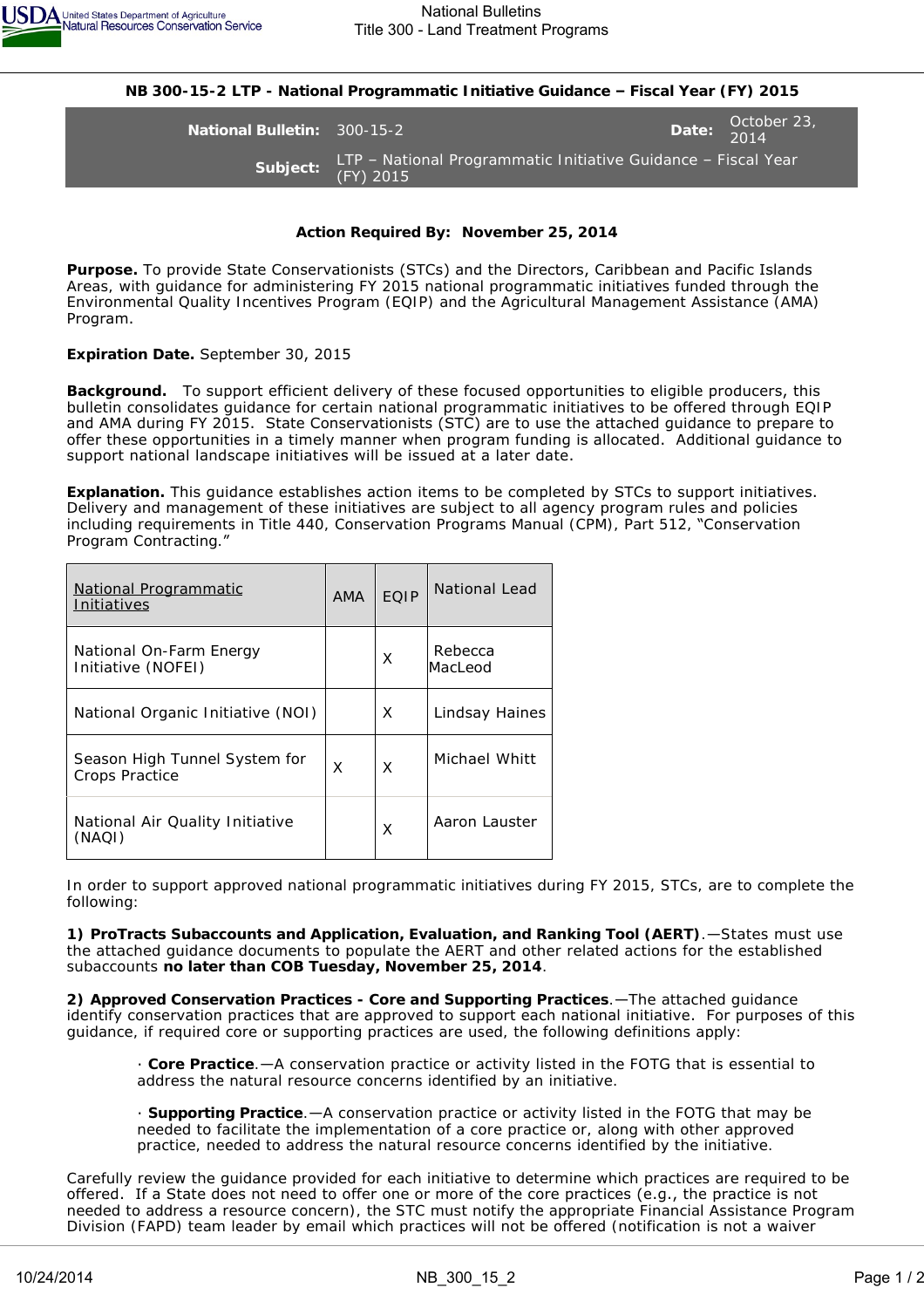# NB 300-15-2 LTP - National Programmatic Initiative Guidance – Fiscal Year (FY) 2015

| | | | |
|---|---|---|---|
| **National Bulletin:** | 300-15-2 | **Date:** | October 23, 2014 |
| **Subject:** | LTP – National Programmatic Initiative Guidance – Fiscal Year (FY) 2015 | | |

**Action Required By: November 25, 2014**

**Purpose.** To provide State Conservationists (STCs) and the Directors, Caribbean and Pacific Islands Areas, with guidance for administering FY 2015 national programmatic initiatives funded through the Environmental Quality Incentives Program (EQIP) and the Agricultural Management Assistance (AMA) Program.

**Expiration Date.** September 30, 2015

**Background.** To support efficient delivery of these focused opportunities to eligible producers, this bulletin consolidates guidance for certain national programmatic initiatives to be offered through EQIP and AMA during FY 2015. State Conservationists (STC) are to use the attached guidance to prepare to offer these opportunities in a timely manner when program funding is allocated. Additional guidance to support national landscape initiatives will be issued at a later date.

**Explanation.** This guidance establishes action items to be completed by STCs to support initiatives. Delivery and management of these initiatives are subject to all agency program rules and policies including requirements in Title 440, Conservation Programs Manual (CPM), Part 512, "Conservation Program Contracting."

| National Programmatic Initiatives | AMA | EQIP | National Lead |
|---|---|---|---|
| National On-Farm Energy Initiative (NOFEI) | | X | Rebecca MacLeod |
| National Organic Initiative (NOI) | | X | Lindsay Haines |
| Season High Tunnel System for Crops Practice | X | X | Michael Whitt |
| National Air Quality Initiative (NAQI) | | X | Aaron Lauster |

In order to support approved national programmatic initiatives during FY 2015, STCs, are to complete the following:

**1) ProTracts Subaccounts and Application, Evaluation, and Ranking Tool (AERT)**.—States must use the attached guidance documents to populate the AERT and other related actions for the established subaccounts **no later than COB Tuesday, November 25, 2014**.

**2) Approved Conservation Practices - Core and Supporting Practices**.—The attached guidance identify conservation practices that are approved to support each national initiative. For purposes of this guidance, if required core or supporting practices are used, the following definitions apply:

- **Core Practice**.—A conservation practice or activity listed in the FOTG that is essential to address the natural resource concerns identified by an initiative.

- **Supporting Practice**.—A conservation practice or activity listed in the FOTG that may be needed to facilitate the implementation of a core practice or, along with other approved practice, needed to address the natural resource concerns identified by the initiative.

Carefully review the guidance provided for each initiative to determine which practices are required to be offered. If a State does not need to offer one or more of the core practices (e.g., the practice is not needed to address a resource concern), the STC must notify the appropriate Financial Assistance Program Division (FAPD) team leader by email which practices will not be offered (notification is not a waiver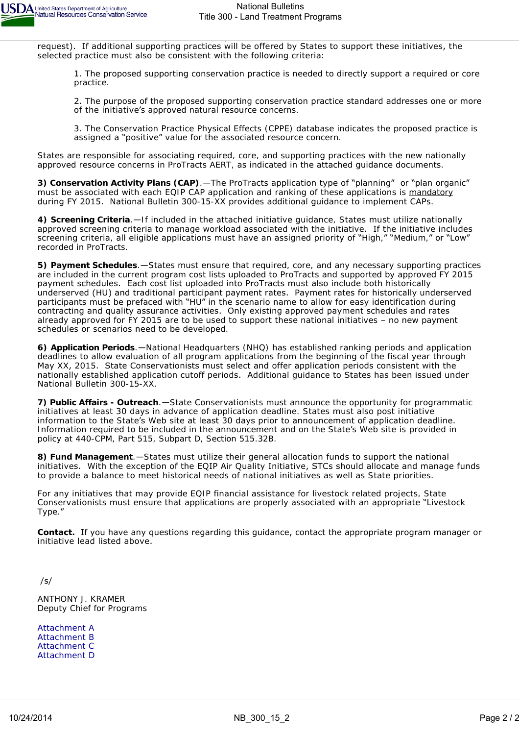request). If additional supporting practices will be offered by States to support these initiatives, the selected practice must also be consistent with the following criteria:

1. The proposed supporting conservation practice is needed to directly support a required or core practice.

2. The purpose of the proposed supporting conservation practice standard addresses one or more of the initiative's approved natural resource concerns.

3. The Conservation Practice Physical Effects (CPPE) database indicates the proposed practice is assigned a "positive" value for the associated resource concern.

States are responsible for associating required, core, and supporting practices with the new nationally approved resource concerns in ProTracts AERT, as indicated in the attached guidance documents.

**3) Conservation Activity Plans (CAP)**.—The ProTracts application type of "planning" or "plan organic" must be associated with each EQIP CAP application and ranking of these applications is <u>mandatory</u> during FY 2015. National Bulletin 300-15-XX provides additional guidance to implement CAPs.

**4) Screening Criteria**.—If included in the attached initiative guidance, States must utilize nationally approved screening criteria to manage workload associated with the initiative. If the initiative includes screening criteria, all eligible applications must have an assigned priority of "High," "Medium," or "Low" recorded in ProTracts.

**5) Payment Schedules**.—States must ensure that required, core, and any necessary supporting practices are included in the current program cost lists uploaded to ProTracts and supported by approved FY 2015 payment schedules. Each cost list uploaded into ProTracts must also include both historically underserved (HU) and traditional participant payment rates. Payment rates for historically underserved participants must be prefaced with "HU" in the scenario name to allow for easy identification during contracting and quality assurance activities. Only existing approved payment schedules and rates already approved for FY 2015 are to be used to support these national initiatives – no new payment schedules or scenarios need to be developed.

**6) Application Periods**.—National Headquarters (NHQ) has established ranking periods and application deadlines to allow evaluation of all program applications from the beginning of the fiscal year through May XX, 2015. State Conservationists must select and offer application periods consistent with the nationally established application cutoff periods. Additional guidance to States has been issued under National Bulletin 300-15-XX.

**7) Public Affairs - Outreach**.—State Conservationists must announce the opportunity for programmatic initiatives at least 30 days in advance of application deadline. States must also post initiative information to the State's Web site at least 30 days prior to announcement of application deadline. Information required to be included in the announcement and on the State's Web site is provided in policy at 440-CPM, Part 515, Subpart D, Section 515.32B.

**8) Fund Management**.—States must utilize their general allocation funds to support the national initiatives. With the exception of the EQIP Air Quality Initiative, STCs should allocate and manage funds to provide a balance to meet historical needs of national initiatives as well as State priorities.

For any initiatives that may provide EQIP financial assistance for livestock related projects, State Conservationists must ensure that applications are properly associated with an appropriate "Livestock Type."

**Contact.** If you have any questions regarding this guidance, contact the appropriate program manager or initiative lead listed above.

/s/

ANTHONY J. KRAMER
Deputy Chief for Programs

Attachment A
Attachment B
Attachment C
Attachment D